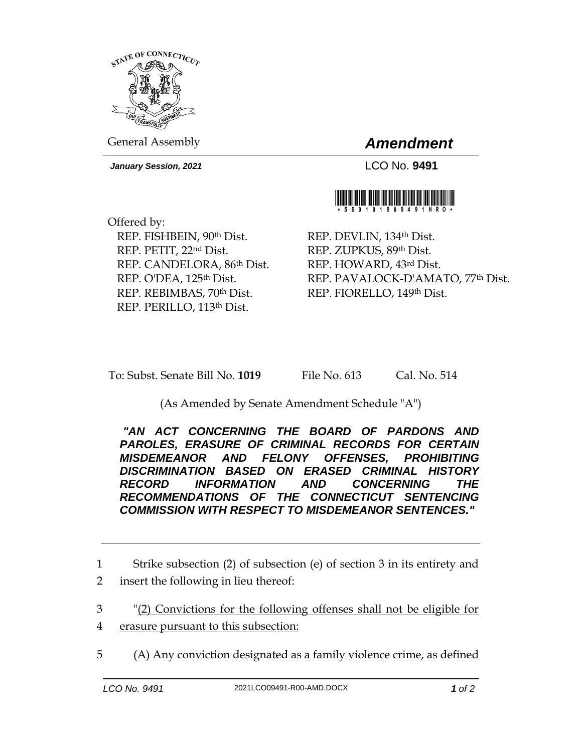STATE OF CONNECTICUT

General Assembly

# *Amendment*

***January Session, 2021***

LCO No. **9491**

\* S B 0 1 0 1 9 0 9 4 9 1 H R O \*

Offered by:

REP. FISHBEIN, 90th Dist.
REP. PETIT, 22nd Dist.
REP. CANDELORA, 86th Dist.
REP. O'DEA, 125th Dist.
REP. REBIMBAS, 70th Dist.
REP. PERILLO, 113th Dist.
REP. DEVLIN, 134th Dist.
REP. ZUPKUS, 89th Dist.
REP. HOWARD, 43rd Dist.
REP. PAVALOCK-D'AMATO, 77th Dist.
REP. FIORELLO, 149th Dist.

To: Subst. Senate Bill No. **1019** File No. 613 Cal. No. 514

(As Amended by Senate Amendment Schedule "A")

***"AN ACT CONCERNING THE BOARD OF PARDONS AND PAROLES, ERASURE OF CRIMINAL RECORDS FOR CERTAIN MISDEMEANOR AND FELONY OFFENSES, PROHIBITING DISCRIMINATION BASED ON ERASED CRIMINAL HISTORY RECORD INFORMATION AND CONCERNING THE RECOMMENDATIONS OF THE CONNECTICUT SENTENCING COMMISSION WITH RESPECT TO MISDEMEANOR SENTENCES."***

---

1 Strike subsection (2) of subsection (e) of section 3 in its entirety and
2 insert the following in lieu thereof:

3 "<u>(2) Convictions for the following offenses shall not be eligible for</u>
4 <u>erasure pursuant to this subsection:</u>

5 <u>(A) Any conviction designated as a family violence crime, as defined</u>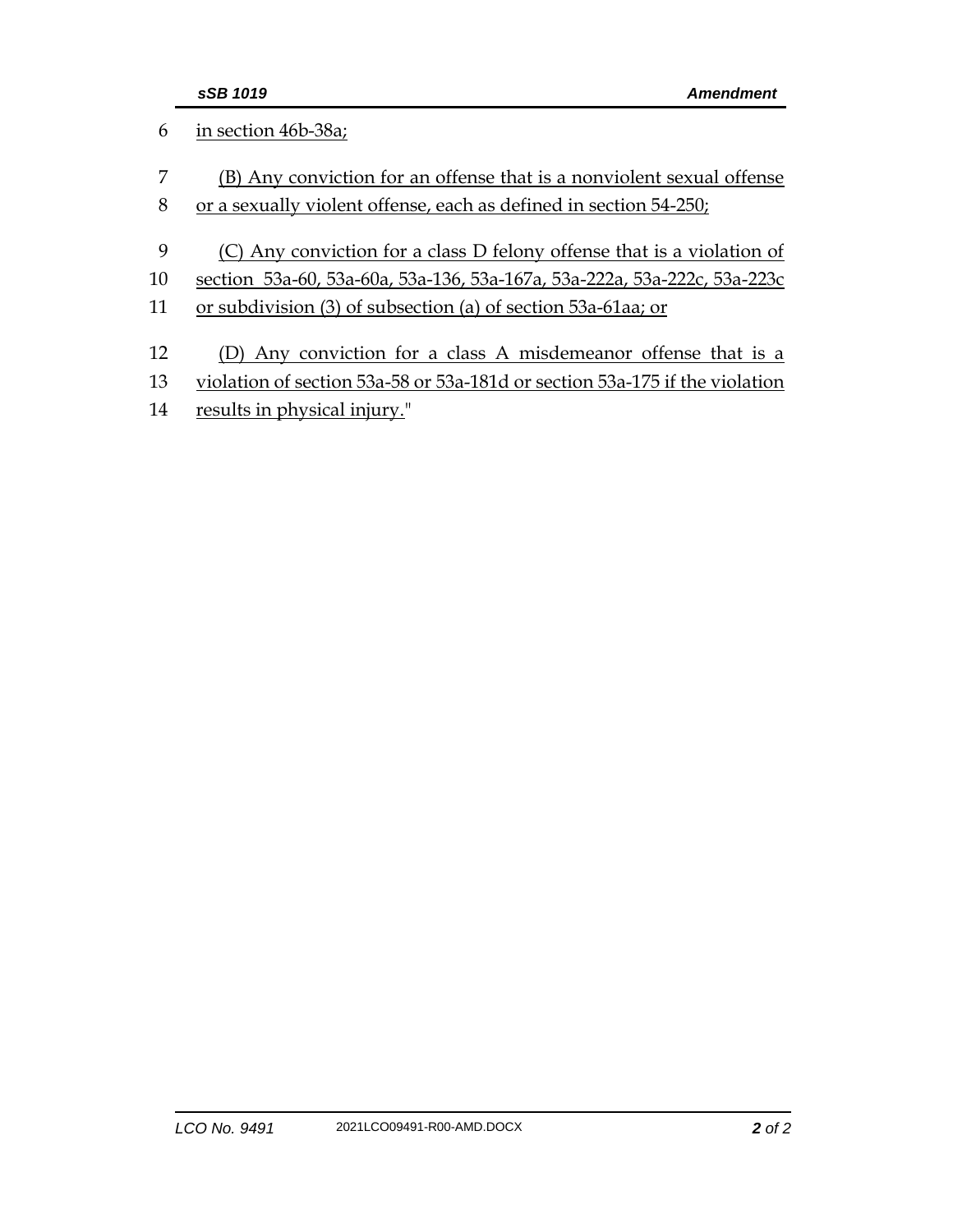in section 46b-38a;

(B) Any conviction for an offense that is a nonviolent sexual offense or a sexually violent offense, each as defined in section 54-250;

(C) Any conviction for a class D felony offense that is a violation of section 53a-60, 53a-60a, 53a-136, 53a-167a, 53a-222a, 53a-222c, 53a-223c or subdivision (3) of subsection (a) of section 53a-61aa; or

(D) Any conviction for a class A misdemeanor offense that is a violation of section 53a-58 or 53a-181d or section 53a-175 if the violation results in physical injury."